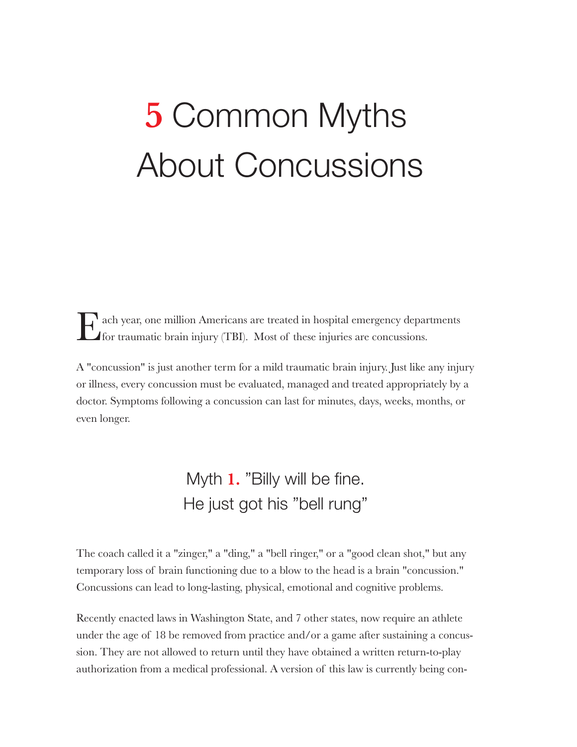# 5 Common Myths About Concussions

Each year, one million Americans are treated in hospital emergency departments for traumatic brain injury (TBI). Most of these injuries are concussions.

A "concussion" is just another term for a mild traumatic brain injury. Just like any injury or illness, every concussion must be evaluated, managed and treated appropriately by a doctor. Symptoms following a concussion can last for minutes, days, weeks, months, or even longer.

## Myth 1. "Billy will be fine. He just got his "bell rung"

The coach called it a "zinger," a "ding," a "bell ringer," or a "good clean shot," but any temporary loss of brain functioning due to a blow to the head is a brain "concussion." Concussions can lead to long-lasting, physical, emotional and cognitive problems.

Recently enacted laws in Washington State, and 7 other states, now require an athlete under the age of 18 be removed from practice and/or a game after sustaining a concussion. They are not allowed to return until they have obtained a written return-to-play authorization from a medical professional. A version of this law is currently being con-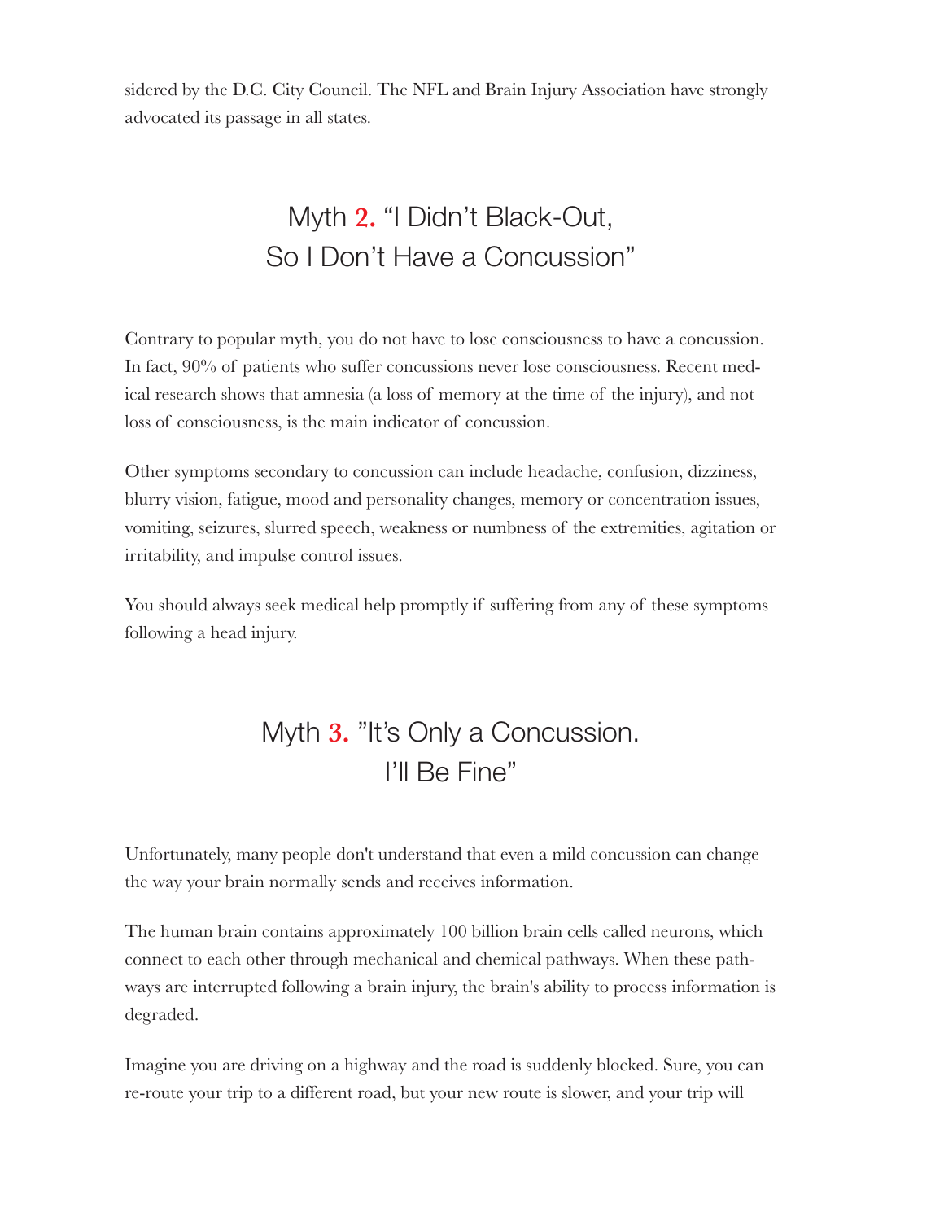sidered by the D.C. City Council. The NFL and Brain Injury Association have strongly advocated its passage in all states.

## Myth 2. "I Didn't Black-Out, So I Don't Have a Concussion"

Contrary to popular myth, you do not have to lose consciousness to have a concussion. In fact, 90% of patients who suffer concussions never lose consciousness. Recent medical research shows that amnesia (a loss of memory at the time of the injury), and not loss of consciousness, is the main indicator of concussion.

Other symptoms secondary to concussion can include headache, confusion, dizziness, blurry vision, fatigue, mood and personality changes, memory or concentration issues, vomiting, seizures, slurred speech, weakness or numbness of the extremities, agitation or irritability, and impulse control issues.

You should always seek medical help promptly if suffering from any of these symptoms following a head injury.

## Myth 3. "It's Only a Concussion. I'll Be Fine"

Unfortunately, many people don't understand that even a mild concussion can change the way your brain normally sends and receives information.

The human brain contains approximately 100 billion brain cells called neurons, which connect to each other through mechanical and chemical pathways. When these pathways are interrupted following a brain injury, the brain's ability to process information is degraded.

Imagine you are driving on a highway and the road is suddenly blocked. Sure, you can re-route your trip to a different road, but your new route is slower, and your trip will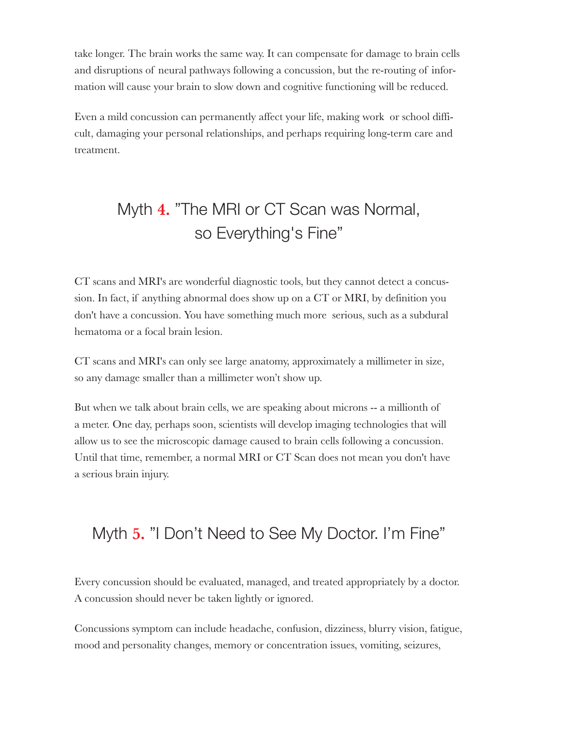take longer. The brain works the same way. It can compensate for damage to brain cells and disruptions of neural pathways following a concussion, but the re-routing of information will cause your brain to slow down and cognitive functioning will be reduced.

Even a mild concussion can permanently affect your life, making work or school difficult, damaging your personal relationships, and perhaps requiring long-term care and treatment.

## Myth 4. "The MRI or CT Scan was Normal, so Everything's Fine"

CT scans and MRI's are wonderful diagnostic tools, but they cannot detect a concussion. In fact, if anything abnormal does show up on a CT or MRI, by definition you don't have a concussion. You have something much more serious, such as a subdural hematoma or a focal brain lesion.

CT scans and MRI's can only see large anatomy, approximately a millimeter in size, so any damage smaller than a millimeter won't show up.

But when we talk about brain cells, we are speaking about microns -- a millionth of a meter. One day, perhaps soon, scientists will develop imaging technologies that will allow us to see the microscopic damage caused to brain cells following a concussion. Until that time, remember, a normal MRI or CT Scan does not mean you don't have a serious brain injury.

## Myth 5. "I Don't Need to See My Doctor. I'm Fine"

Every concussion should be evaluated, managed, and treated appropriately by a doctor. A concussion should never be taken lightly or ignored.

Concussions symptom can include headache, confusion, dizziness, blurry vision, fatigue, mood and personality changes, memory or concentration issues, vomiting, seizures,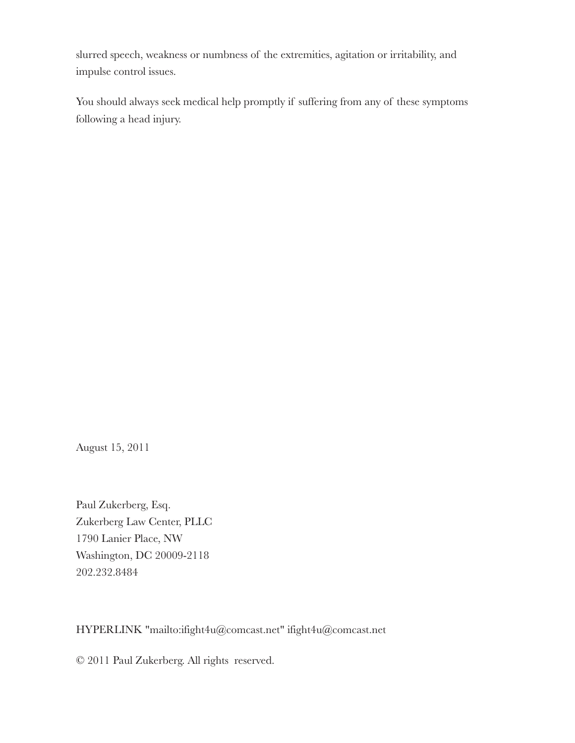slurred speech, weakness or numbness of the extremities, agitation or irritability, and impulse control issues.

You should always seek medical help promptly if suffering from any of these symptoms following a head injury.

August 15, 2011

Paul Zukerberg, Esq.
Zukerberg Law Center, PLLC
1790 Lanier Place, NW
Washington, DC 20009-2118
202.232.8484

HYPERLINK "mailto:ifight4u@comcast.net" ifight4u@comcast.net

© 2011 Paul Zukerberg. All rights  reserved.